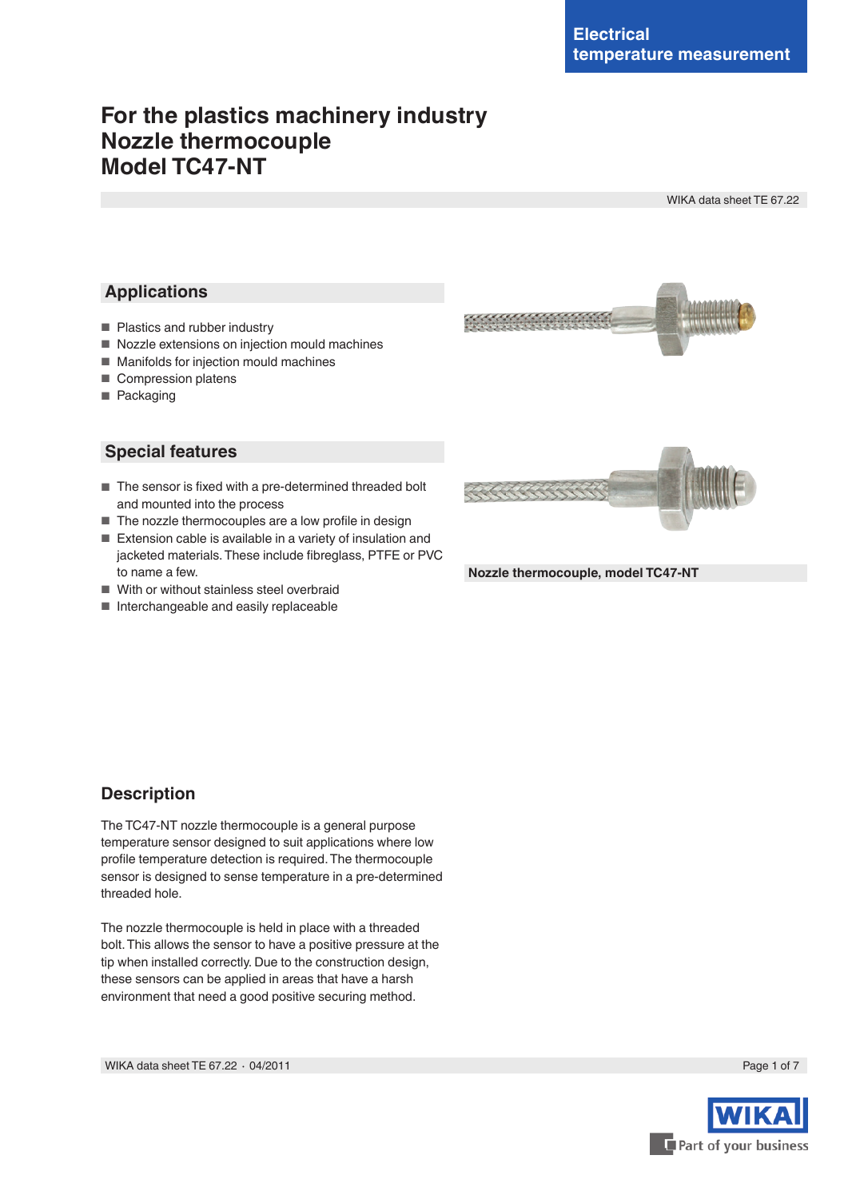Electrical temperature measurement

# For the plastics machinery industry
# Nozzle thermocouple
# Model TC47-NT

WIKA data sheet TE 67.22

## Applications

- Plastics and rubber industry
- Nozzle extensions on injection mould machines
- Manifolds for injection mould machines
- Compression platens
- Packaging

## Special features

- The sensor is fixed with a pre-determined threaded bolt and mounted into the process
- The nozzle thermocouples are a low profile in design
- Extension cable is available in a variety of insulation and jacketed materials. These include fibreglass, PTFE or PVC to name a few.
- With or without stainless steel overbraid
- Interchangeable and easily replaceable

**Nozzle thermocouple, model TC47-NT**

## Description

The TC47-NT nozzle thermocouple is a general purpose temperature sensor designed to suit applications where low profile temperature detection is required. The thermocouple sensor is designed to sense temperature in a pre-determined threaded hole.

The nozzle thermocouple is held in place with a threaded bolt. This allows the sensor to have a positive pressure at the tip when installed correctly. Due to the construction design, these sensors can be applied in areas that have a harsh environment that need a good positive securing method.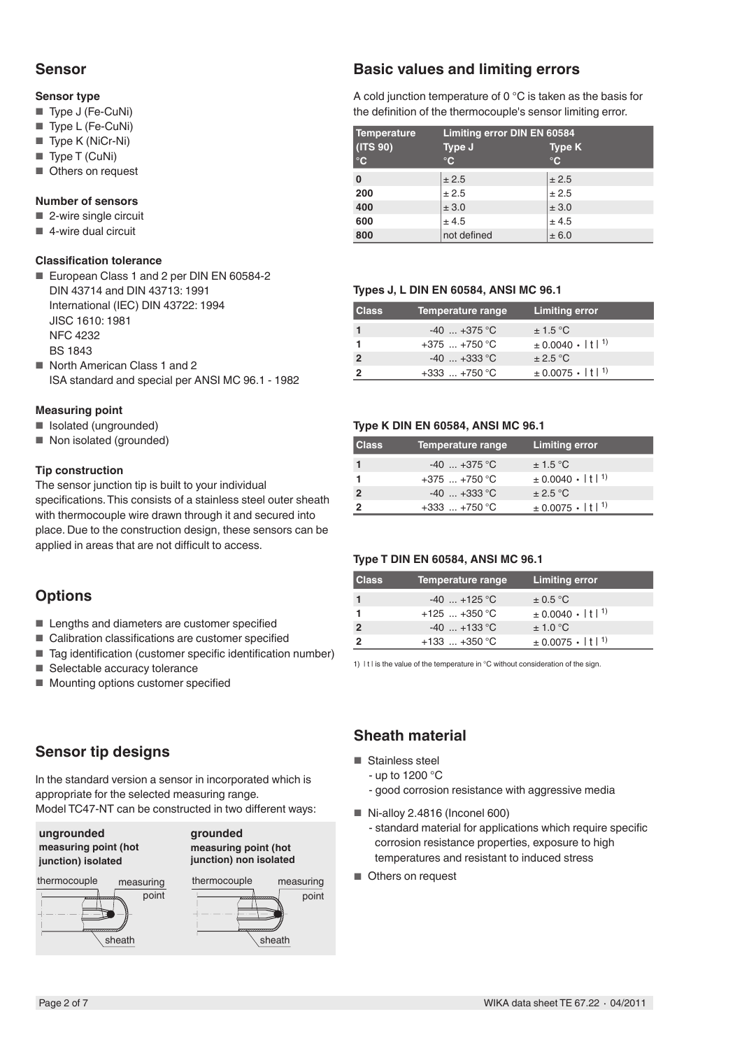## Sensor

### Sensor type

- Type J (Fe-CuNi)
- Type L (Fe-CuNi)
- Type K (NiCr-Ni)
- Type T (CuNi)
- Others on request

### Number of sensors

- 2-wire single circuit
- 4-wire dual circuit

### Classification tolerance

- European Class 1 and 2 per DIN EN 60584-2
  DIN 43714 and DIN 43713: 1991
  International (IEC) DIN 43722: 1994
  JISC 1610: 1981
  NFC 4232
  BS 1843
- North American Class 1 and 2
  ISA standard and special per ANSI MC 96.1 - 1982

### Measuring point

- Isolated (ungrounded)
- Non isolated (grounded)

### Tip construction

The sensor junction tip is built to your individual specifications. This consists of a stainless steel outer sheath with thermocouple wire drawn through it and secured into place. Due to the construction design, these sensors can be applied in areas that are not difficult to access.

## Options

- Lengths and diameters are customer specified
- Calibration classifications are customer specified
- Tag identification (customer specific identification number)
- Selectable accuracy tolerance
- Mounting options customer specified

## Sensor tip designs

In the standard version a sensor in incorporated which is appropriate for the selected measuring range.
Model TC47-NT can be constructed in two different ways:

**ungrounded**
**measuring point (hot junction) isolated**

thermocouple, measuring point, sheath

**grounded**
**measuring point (hot junction) non isolated**

thermocouple, measuring point, sheath

## Basic values and limiting errors

A cold junction temperature of 0 °C is taken as the basis for the definition of the thermocouple's sensor limiting error.

| Temperature (ITS 90) °C | Limiting error DIN EN 60584 Type J °C | Type K °C |
|---|---|---|
| 0 | ± 2.5 | ± 2.5 |
| 200 | ± 2.5 | ± 2.5 |
| 400 | ± 3.0 | ± 3.0 |
| 600 | ± 4.5 | ± 4.5 |
| 800 | not defined | ± 6.0 |

### Types J, L DIN EN 60584, ANSI MC 96.1

| Class | Temperature range | Limiting error |
|---|---|---|
| 1 | -40 ... +375 °C | ± 1.5 °C |
| 1 | +375 ... +750 °C | ± 0.0040 · \| t \| [1] |
| 2 | -40 ... +333 °C | ± 2.5 °C |
| 2 | +333 ... +750 °C | ± 0.0075 · \| t \| [1] |

### Type K DIN EN 60584, ANSI MC 96.1

| Class | Temperature range | Limiting error |
|---|---|---|
| 1 | -40 ... +375 °C | ± 1.5 °C |
| 1 | +375 ... +750 °C | ± 0.0040 · \| t \| [1] |
| 2 | -40 ... +333 °C | ± 2.5 °C |
| 2 | +333 ... +750 °C | ± 0.0075 · \| t \| [1] |

### Type T DIN EN 60584, ANSI MC 96.1

| Class | Temperature range | Limiting error |
|---|---|---|
| 1 | -40 ... +125 °C | ± 0.5 °C |
| 1 | +125 ... +350 °C | ± 0.0040 · \| t \| [1] |
| 2 | -40 ... +133 °C | ± 1.0 °C |
| 2 | +133 ... +350 °C | ± 0.0075 · \| t \| [1] |

1) | t | is the value of the temperature in °C without consideration of the sign.

## Sheath material

- Stainless steel
  - up to 1200 °C
  - good corrosion resistance with aggressive media
- Ni-alloy 2.4816 (Inconel 600)
  - standard material for applications which require specific corrosion resistance properties, exposure to high temperatures and resistant to induced stress
- Others on request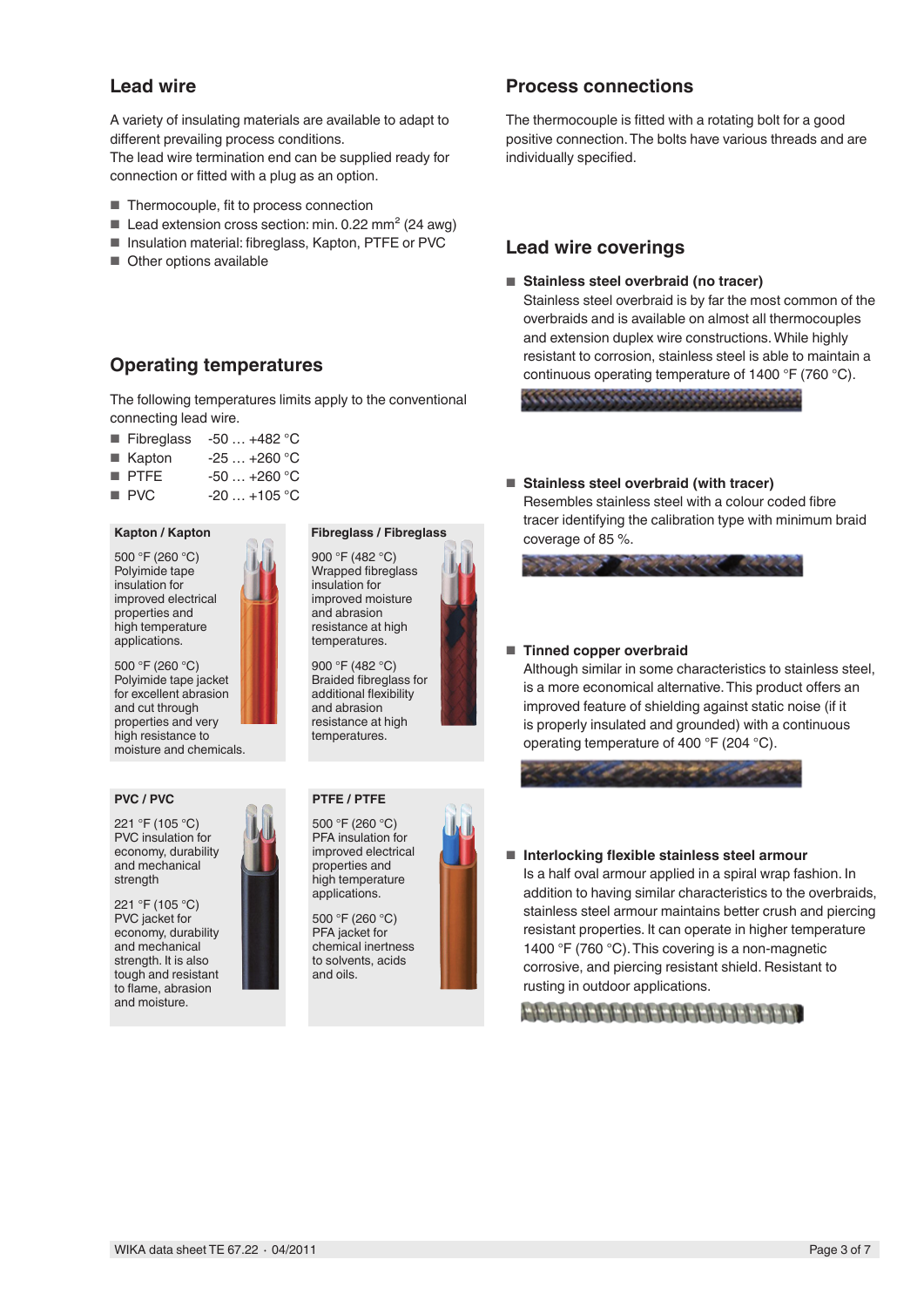## Lead wire

A variety of insulating materials are available to adapt to different prevailing process conditions.
The lead wire termination end can be supplied ready for connection or fitted with a plug as an option.

- Thermocouple, fit to process connection
- Lead extension cross section: min. 0.22 mm² (24 awg)
- Insulation material: fibreglass, Kapton, PTFE or PVC
- Other options available

## Operating temperatures

The following temperatures limits apply to the conventional connecting lead wire.

- Fibreglass -50 … +482 °C
- Kapton -25 … +260 °C
- PTFE -50 … +260 °C
- PVC -20 … +105 °C

**Kapton / Kapton**

500 °F (260 °C)
Polyimide tape insulation for improved electrical properties and high temperature applications.

500 °F (260 °C)
Polyimide tape jacket for excellent abrasion and cut through properties and very high resistance to moisture and chemicals.

**Fibreglass / Fibreglass**

900 °F (482 °C)
Wrapped fibreglass insulation for improved moisture and abrasion resistance at high temperatures.

900 °F (482 °C)
Braided fibreglass for additional flexibility and abrasion resistance at high temperatures.

**PVC / PVC**

221 °F (105 °C)
PVC insulation for economy, durability and mechanical strength

221 °F (105 °C)
PVC jacket for economy, durability and mechanical strength. It is also tough and resistant to flame, abrasion and moisture.

**PTFE / PTFE**

500 °F (260 °C)
PFA insulation for improved electrical properties and high temperature applications.

500 °F (260 °C)
PFA jacket for chemical inertness to solvents, acids and oils.

## Process connections

The thermocouple is fitted with a rotating bolt for a good positive connection. The bolts have various threads and are individually specified.

## Lead wire coverings

- **Stainless steel overbraid (no tracer)**
  Stainless steel overbraid is by far the most common of the overbraids and is available on almost all thermocouples and extension duplex wire constructions. While highly resistant to corrosion, stainless steel is able to maintain a continuous operating temperature of 1400 °F (760 °C).

- **Stainless steel overbraid (with tracer)**
  Resembles stainless steel with a colour coded fibre tracer identifying the calibration type with minimum braid coverage of 85 %.

- **Tinned copper overbraid**
  Although similar in some characteristics to stainless steel, is a more economical alternative. This product offers an improved feature of shielding against static noise (if it is properly insulated and grounded) with a continuous operating temperature of 400 °F (204 °C).

- **Interlocking flexible stainless steel armour**
  Is a half oval armour applied in a spiral wrap fashion. In addition to having similar characteristics to the overbraids, stainless steel armour maintains better crush and piercing resistant properties. It can operate in higher temperature 1400 °F (760 °C). This covering is a non-magnetic corrosive, and piercing resistant shield. Resistant to rusting in outdoor applications.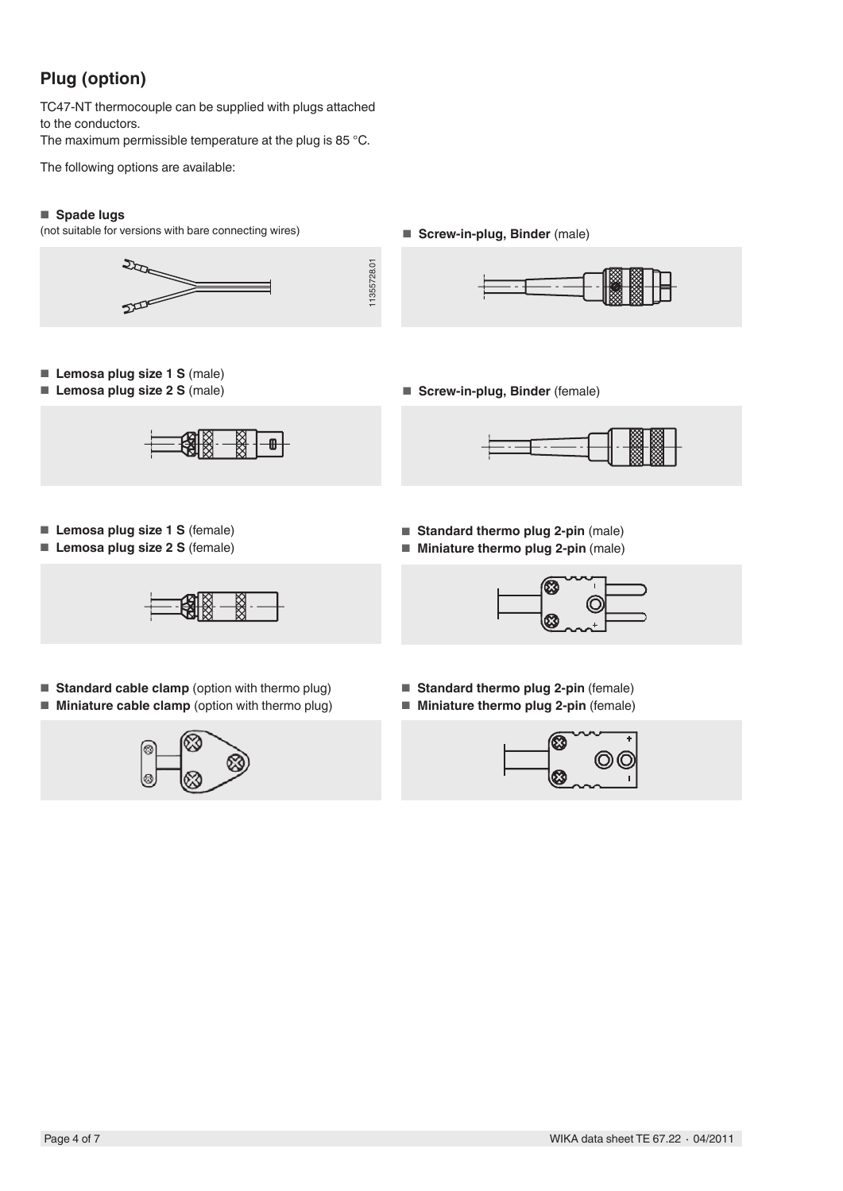## Plug (option)

TC47-NT thermocouple can be supplied with plugs attached to the conductors.
The maximum permissible temperature at the plug is 85 °C.

The following options are available:

- **Spade lugs**
(not suitable for versions with bare connecting wires)

11355728.01

- **Screw-in-plug, Binder** (male)

- **Lemosa plug size 1 S** (male)
- **Lemosa plug size 2 S** (male)

- **Screw-in-plug, Binder** (female)

- **Lemosa plug size 1 S** (female)
- **Lemosa plug size 2 S** (female)

- **Standard thermo plug 2-pin** (male)
- **Miniature thermo plug 2-pin** (male)

- **Standard cable clamp** (option with thermo plug)
- **Miniature cable clamp** (option with thermo plug)

- **Standard thermo plug 2-pin** (female)
- **Miniature thermo plug 2-pin** (female)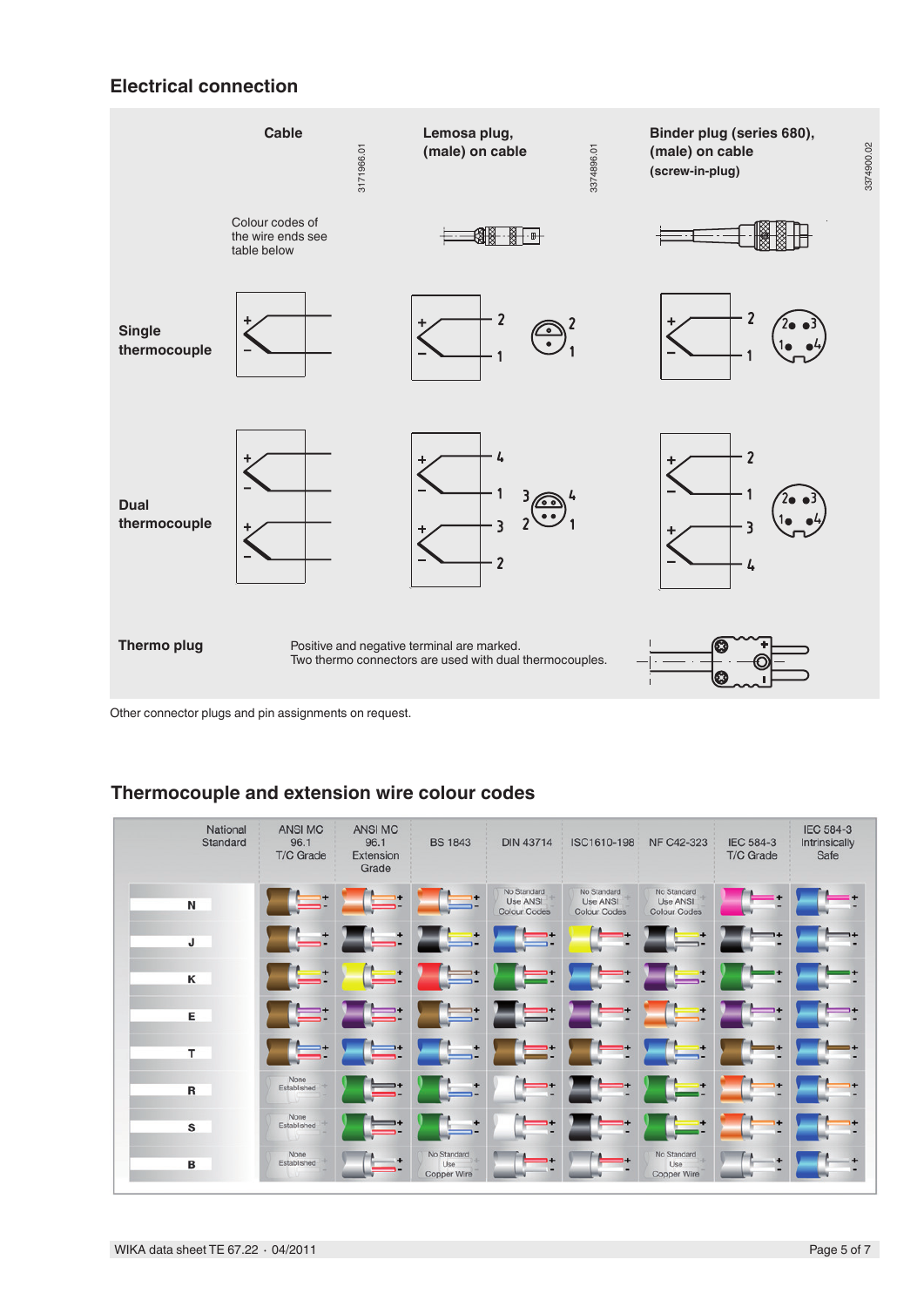## Electrical connection

| | Cable | Lemosa plug, (male) on cable | Binder plug (series 680), (male) on cable (screw-in-plug) |
|---|---|---|---|
| | 3171966.01 | 3374896.01 | 3374900.02 |
| | Colour codes of the wire ends see table below | | |
| Single thermocouple | + / − | + → 2, − → 1 | + → 2, − → 1 |
| Dual thermocouple | + / − ; + / − | + → 4, − → 1; + → 3, − → 2 | + → 2, − → 1; + → 3, − → 4 |
| Thermo plug | Positive and negative terminal are marked. Two thermo connectors are used with dual thermocouples. | | |

Other connector plugs and pin assignments on request.

## Thermocouple and extension wire colour codes

| National Standard | ANSI MC 96.1 T/C Grade | ANSI MC 96.1 Extension Grade | BS 1843 | DIN 43714 | ISC1610-198 | NF C42-323 | IEC 584-3 T/C Grade | IEC 584-3 Intrinsically Safe |
|---|---|---|---|---|---|---|---|---|
| N | | | | No Standard Use ANSI Colour Codes | No Standard Use ANSI Colour Codes | No Standard Use ANSI Colour Codes | | |
| J | | | | | | | | |
| K | | | | | | | | |
| E | | | | | | | | |
| T | | | | | | | | |
| R | None Established | | | | | | | |
| S | None Established | | | | | | | |
| B | None Established | | No Standard Use Copper Wire | | | No Standard Use Copper Wire | | |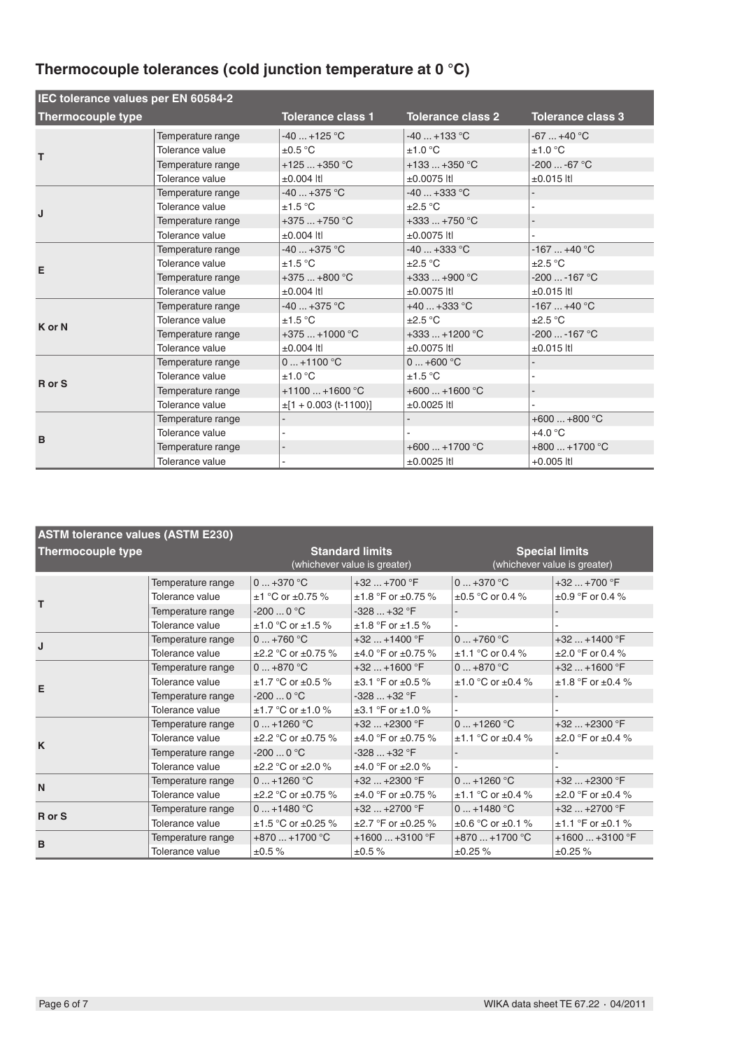## Thermocouple tolerances (cold junction temperature at 0 °C)

| IEC tolerance values per EN 60584-2 | | | | |
|---|---|---|---|---|
| **Thermocouple type** | | **Tolerance class 1** | **Tolerance class 2** | **Tolerance class 3** |
| T | Temperature range | -40 ... +125 °C | -40 ... +133 °C | -67 ... +40 °C |
| | Tolerance value | ±0.5 °C | ±1.0 °C | ±1.0 °C |
| | Temperature range | +125 ... +350 °C | +133 ... +350 °C | -200 ... -67 °C |
| | Tolerance value | ±0.004 \|t\| | ±0.0075 \|t\| | ±0.015 \|t\| |
| J | Temperature range | -40 ... +375 °C | -40 ... +333 °C | - |
| | Tolerance value | ±1.5 °C | ±2.5 °C | - |
| | Temperature range | +375 ... +750 °C | +333 ... +750 °C | - |
| | Tolerance value | ±0.004 \|t\| | ±0.0075 \|t\| | - |
| E | Temperature range | -40 ... +375 °C | -40 ... +333 °C | -167 ... +40 °C |
| | Tolerance value | ±1.5 °C | ±2.5 °C | ±2.5 °C |
| | Temperature range | +375 ... +800 °C | +333 ... +900 °C | -200 ... -167 °C |
| | Tolerance value | ±0.004 \|t\| | ±0.0075 \|t\| | ±0.015 \|t\| |
| K or N | Temperature range | -40 ... +375 °C | +40 ... +333 °C | -167 ... +40 °C |
| | Tolerance value | ±1.5 °C | ±2.5 °C | ±2.5 °C |
| | Temperature range | +375 ... +1000 °C | +333 ... +1200 °C | -200 ... -167 °C |
| | Tolerance value | ±0.004 \|t\| | ±0.0075 \|t\| | ±0.015 \|t\| |
| R or S | Temperature range | 0 ... +1100 °C | 0 ... +600 °C | - |
| | Tolerance value | ±1.0 °C | ±1.5 °C | - |
| | Temperature range | +1100 ... +1600 °C | +600 ... +1600 °C | - |
| | Tolerance value | ±[1 + 0.003 (t-1100)] | ±0.0025 \|t\| | - |
| B | Temperature range | - | - | +600 ... +800 °C |
| | Tolerance value | - | - | +4.0 °C |
| | Temperature range | - | +600 ... +1700 °C | +800 ... +1700 °C |
| | Tolerance value | - | ±0.0025 \|t\| | +0.005 \|t\| |

| ASTM tolerance values (ASTM E230) | | | | | |
|---|---|---|---|---|---|
| **Thermocouple type** | | **Standard limits** (whichever value is greater) | | **Special limits** (whichever value is greater) | |
| T | Temperature range | 0 ... +370 °C | +32 ... +700 °F | 0 ... +370 °C | +32 ... +700 °F |
| | Tolerance value | ±1 °C or ±0.75 % | ±1.8 °F or ±0.75 % | ±0.5 °C or 0.4 % | ±0.9 °F or 0.4 % |
| | Temperature range | -200 ... 0 °C | -328 ... +32 °F | - | - |
| | Tolerance value | ±1.0 °C or ±1.5 % | ±1.8 °F or ±1.5 % | - | - |
| J | Temperature range | 0 ... +760 °C | +32 ... +1400 °F | 0 ... +760 °C | +32 ... +1400 °F |
| | Tolerance value | ±2.2 °C or ±0.75 % | ±4.0 °F or ±0.75 % | ±1.1 °C or 0.4 % | ±2.0 °F or 0.4 % |
| E | Temperature range | 0 ... +870 °C | +32 ... +1600 °F | 0 ... +870 °C | +32 ... +1600 °F |
| | Tolerance value | ±1.7 °C or ±0.5 % | ±3.1 °F or ±0.5 % | ±1.0 °C or ±0.4 % | ±1.8 °F or ±0.4 % |
| | Temperature range | -200 ... 0 °C | -328 ... +32 °F | - | - |
| | Tolerance value | ±1.7 °C or ±1.0 % | ±3.1 °F or ±1.0 % | - | - |
| K | Temperature range | 0 ... +1260 °C | +32 ... +2300 °F | 0 ... +1260 °C | +32 ... +2300 °F |
| | Tolerance value | ±2.2 °C or ±0.75 % | ±4.0 °F or ±0.75 % | ±1.1 °C or ±0.4 % | ±2.0 °F or ±0.4 % |
| | Temperature range | -200 ... 0 °C | -328 ... +32 °F | - | - |
| | Tolerance value | ±2.2 °C or ±2.0 % | ±4.0 °F or ±2.0 % | - | - |
| N | Temperature range | 0 ... +1260 °C | +32 ... +2300 °F | 0 ... +1260 °C | +32 ... +2300 °F |
| | Tolerance value | ±2.2 °C or ±0.75 % | ±4.0 °F or ±0.75 % | ±1.1 °C or ±0.4 % | ±2.0 °F or ±0.4 % |
| R or S | Temperature range | 0 ... +1480 °C | +32 ... +2700 °F | 0 ... +1480 °C | +32 ... +2700 °F |
| | Tolerance value | ±1.5 °C or ±0.25 % | ±2.7 °F or ±0.25 % | ±0.6 °C or ±0.1 % | ±1.1 °F or ±0.1 % |
| B | Temperature range | +870 ... +1700 °C | +1600 ... +3100 °F | +870 ... +1700 °C | +1600 ... +3100 °F |
| | Tolerance value | ±0.5 % | ±0.5 % | ±0.25 % | ±0.25 % |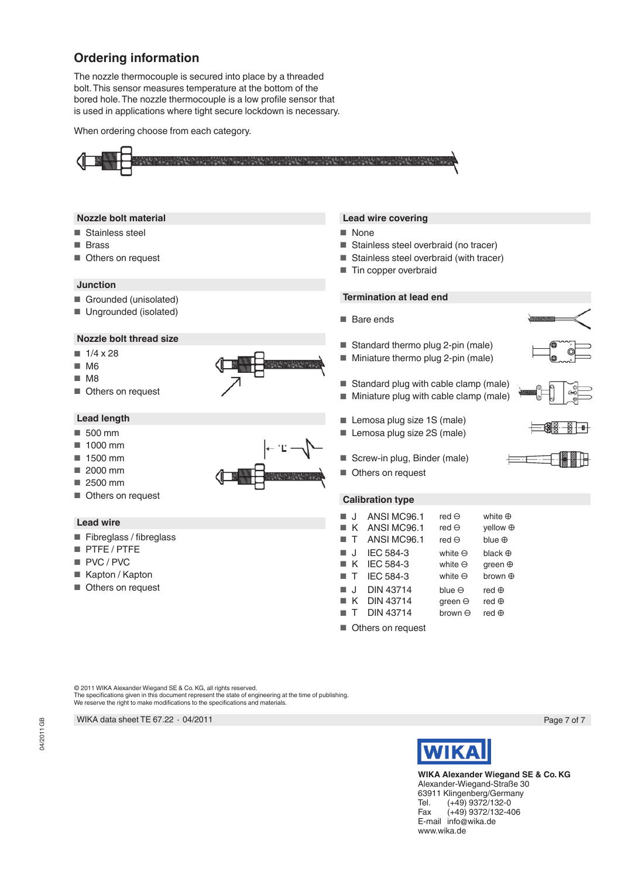## Ordering information

The nozzle thermocouple is secured into place by a threaded bolt. This sensor measures temperature at the bottom of the bored hole. The nozzle thermocouple is a low profile sensor that is used in applications where tight secure lockdown is necessary.

When ordering choose from each category.

### Nozzle bolt material

- Stainless steel
- Brass
- Others on request

### Junction

- Grounded (unisolated)
- Ungrounded (isolated)

### Nozzle bolt thread size

- 1/4 x 28
- M6
- M8
- Others on request

### Lead length

- 500 mm
- 1000 mm
- 1500 mm
- 2000 mm
- 2500 mm
- Others on request

"L"

### Lead wire

- Fibreglass / fibreglass
- PTFE / PTFE
- PVC / PVC
- Kapton / Kapton
- Others on request

### Lead wire covering

- None
- Stainless steel overbraid (no tracer)
- Stainless steel overbraid (with tracer)
- Tin copper overbraid

### Termination at lead end

- Bare ends
- Standard thermo plug 2-pin (male)
- Miniature thermo plug 2-pin (male)
- Standard plug with cable clamp (male)
- Miniature plug with cable clamp (male)
- Lemosa plug size 1S (male)
- Lemosa plug size 2S (male)
- Screw-in plug, Binder (male)
- Others on request

### Calibration type

| | | | |
|---|---|---|---|
| J | ANSI MC96.1 | red ⊖ | white ⊕ |
| K | ANSI MC96.1 | red ⊖ | yellow ⊕ |
| T | ANSI MC96.1 | red ⊖ | blue ⊕ |
| J | IEC 584-3 | white ⊖ | black ⊕ |
| K | IEC 584-3 | white ⊖ | green ⊕ |
| T | IEC 584-3 | white ⊖ | brown ⊕ |
| J | DIN 43714 | blue ⊖ | red ⊕ |
| K | DIN 43714 | green ⊖ | red ⊕ |
| T | DIN 43714 | brown ⊖ | red ⊕ |

- Others on request

© 2011 WIKA Alexander Wiegand SE & Co. KG, all rights reserved.
The specifications given in this document represent the state of engineering at the time of publishing.
We reserve the right to make modifications to the specifications and materials.

WIKA data sheet TE 67.22 · 04/2011

04/2011 GB

WIKA

**WIKA Alexander Wiegand SE & Co. KG**
Alexander-Wiegand-Straße 30
63911 Klingenberg/Germany
Tel. (+49) 9372/132-0
Fax (+49) 9372/132-406
E-mail info@wika.de
www.wika.de